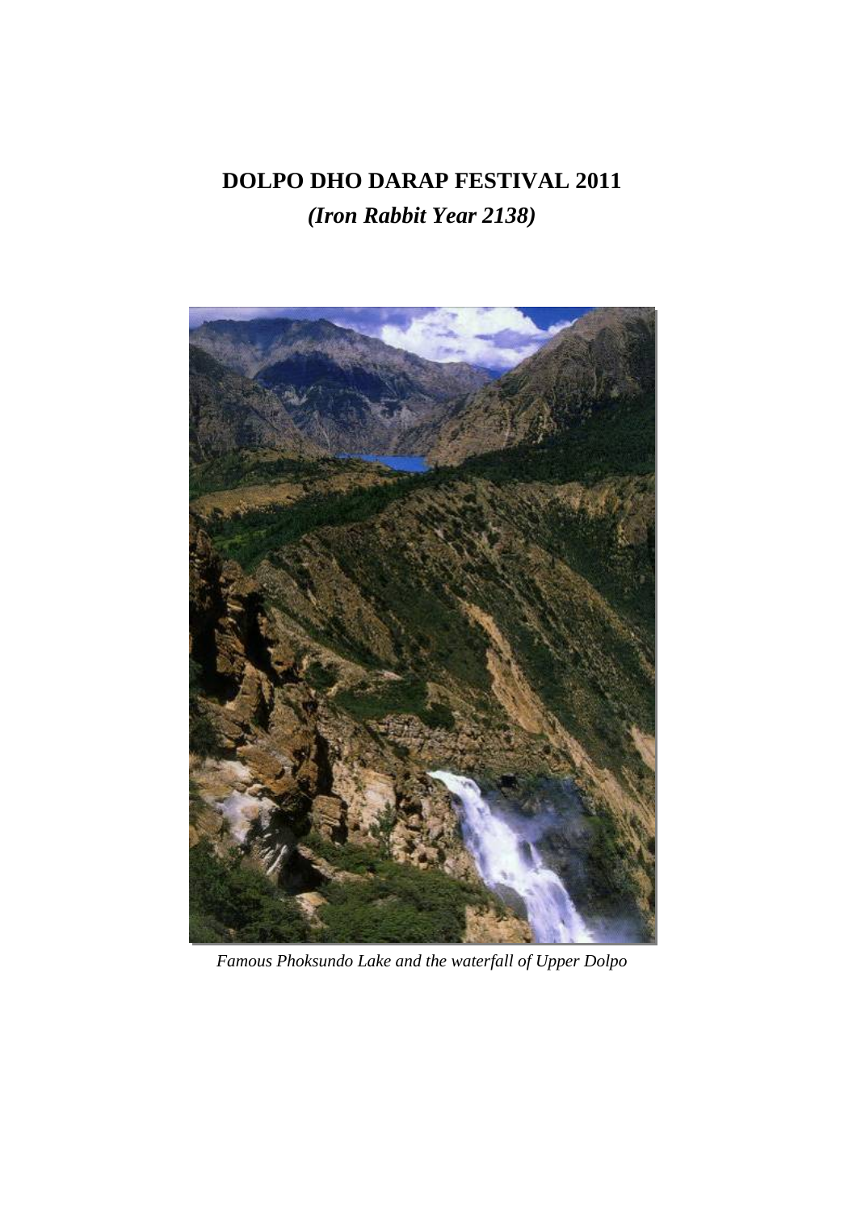# DOLPO DHO DARAP FESTIVAL 2011

## *(Iron Rabbit Year 2138)*

*Famous Phoksundo Lake and the waterfall of Upper Dolpo*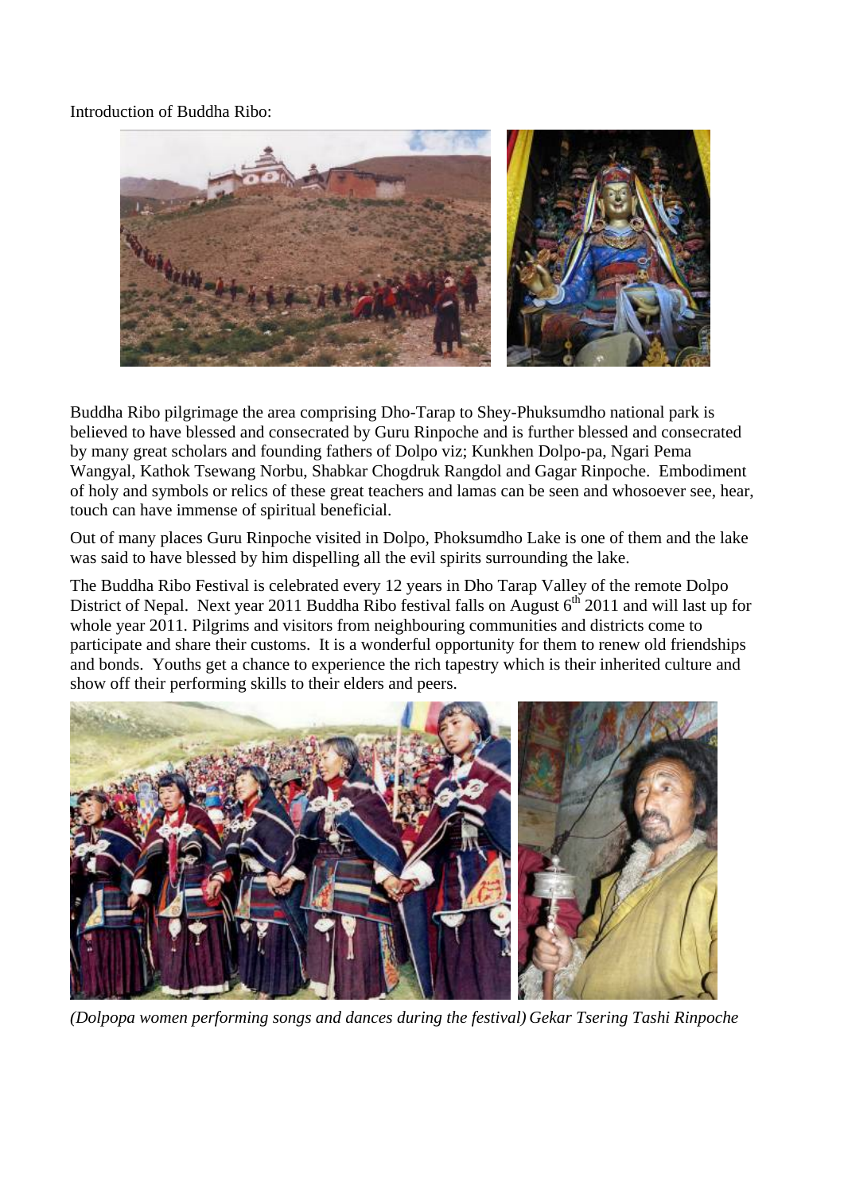Introduction of Buddha Ribo:

Buddha Ribo pilgrimage the area comprising Dho-Tarap to Shey-Phuksumdho national park is believed to have blessed and consecrated by Guru Rinpoche and is further blessed and consecrated by many great scholars and founding fathers of Dolpo viz; Kunkhen Dolpo-pa, Ngari Pema Wangyal, Kathok Tsewang Norbu, Shabkar Chogdruk Rangdol and Gagar Rinpoche. Embodiment of holy and symbols or relics of these great teachers and lamas can be seen and whosoever see, hear, touch can have immense of spiritual beneficial.

Out of many places Guru Rinpoche visited in Dolpo, Phoksumdho Lake is one of them and the lake was said to have blessed by him dispelling all the evil spirits surrounding the lake.

The Buddha Ribo Festival is celebrated every 12 years in Dho Tarap Valley of the remote Dolpo District of Nepal. Next year 2011 Buddha Ribo festival falls on August 6th 2011 and will last up for whole year 2011. Pilgrims and visitors from neighbouring communities and districts come to participate and share their customs. It is a wonderful opportunity for them to renew old friendships and bonds. Youths get a chance to experience the rich tapestry which is their inherited culture and show off their performing skills to their elders and peers.

*(Dolpopa women performing songs and dances during the festival) Gekar Tsering Tashi Rinpoche*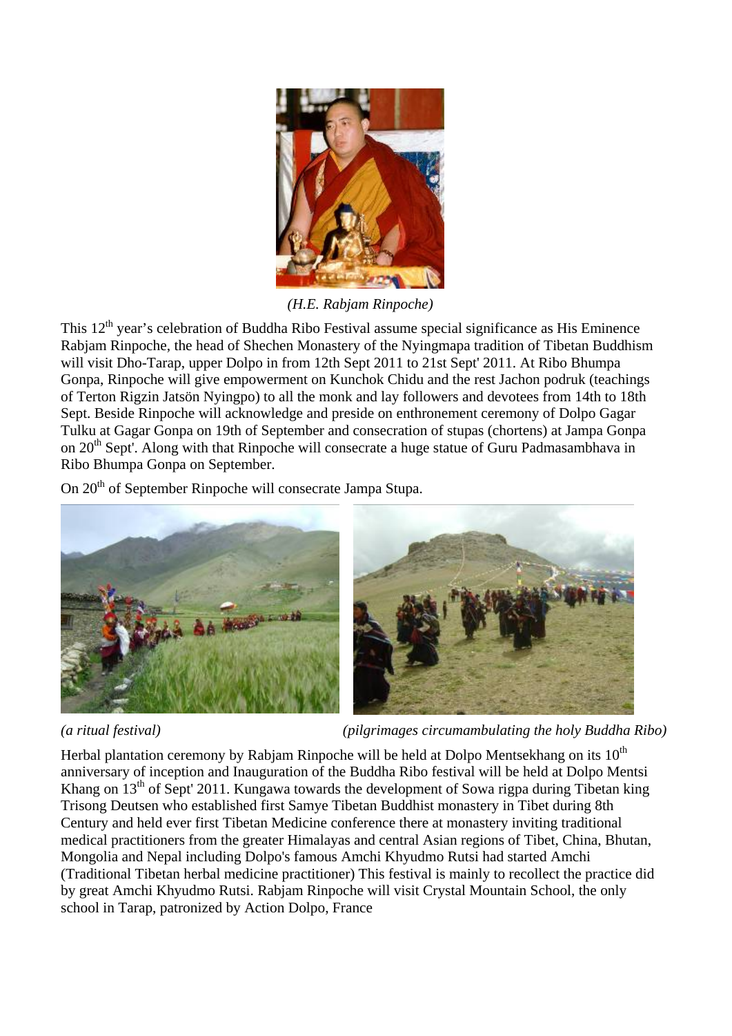*(H.E. Rabjam Rinpoche)*

This 12th year's celebration of Buddha Ribo Festival assume special significance as His Eminence Rabjam Rinpoche, the head of Shechen Monastery of the Nyingmapa tradition of Tibetan Buddhism will visit Dho-Tarap, upper Dolpo in from 12th Sept 2011 to 21st Sept' 2011. At Ribo Bhumpa Gonpa, Rinpoche will give empowerment on Kunchok Chidu and the rest Jachon podruk (teachings of Terton Rigzin Jatsön Nyingpo) to all the monk and lay followers and devotees from 14th to 18th Sept. Beside Rinpoche will acknowledge and preside on enthronement ceremony of Dolpo Gagar Tulku at Gagar Gonpa on 19th of September and consecration of stupas (chortens) at Jampa Gonpa on 20th Sept'. Along with that Rinpoche will consecrate a huge statue of Guru Padmasambhava in Ribo Bhumpa Gonpa on September.

On 20th of September Rinpoche will consecrate Jampa Stupa.

*(a ritual festival)* *(pilgrimages circumambulating the holy Buddha Ribo)*

Herbal plantation ceremony by Rabjam Rinpoche will be held at Dolpo Mentsekhang on its 10th anniversary of inception and Inauguration of the Buddha Ribo festival will be held at Dolpo Mentsi Khang on 13th of Sept' 2011. Kungawa towards the development of Sowa rigpa during Tibetan king Trisong Deutsen who established first Samye Tibetan Buddhist monastery in Tibet during 8th Century and held ever first Tibetan Medicine conference there at monastery inviting traditional medical practitioners from the greater Himalayas and central Asian regions of Tibet, China, Bhutan, Mongolia and Nepal including Dolpo's famous Amchi Khyudmo Rutsi had started Amchi (Traditional Tibetan herbal medicine practitioner) This festival is mainly to recollect the practice did by great Amchi Khyudmo Rutsi. Rabjam Rinpoche will visit Crystal Mountain School, the only school in Tarap, patronized by Action Dolpo, France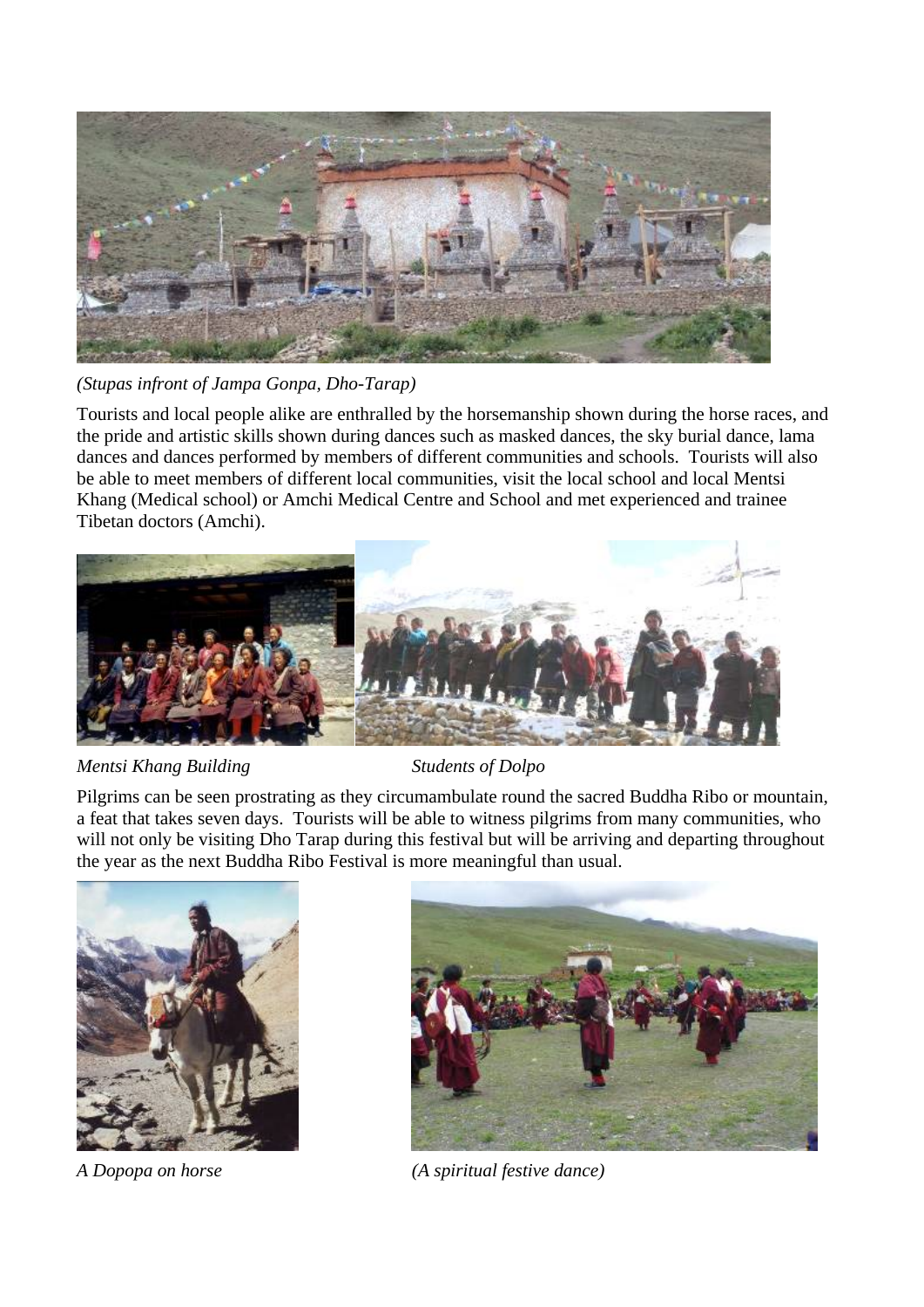*(Stupas infront of Jampa Gonpa, Dho-Tarap)*

Tourists and local people alike are enthralled by the horsemanship shown during the horse races, and the pride and artistic skills shown during dances such as masked dances, the sky burial dance, lama dances and dances performed by members of different communities and schools. Tourists will also be able to meet members of different local communities, visit the local school and local Mentsi Khang (Medical school) or Amchi Medical Centre and School and met experienced and trainee Tibetan doctors (Amchi).

*Mentsi Khang Building*

*Students of Dolpo*

Pilgrims can be seen prostrating as they circumambulate round the sacred Buddha Ribo or mountain, a feat that takes seven days. Tourists will be able to witness pilgrims from many communities, who will not only be visiting Dho Tarap during this festival but will be arriving and departing throughout the year as the next Buddha Ribo Festival is more meaningful than usual.

*A Dopopa on horse*

*(A spiritual festive dance)*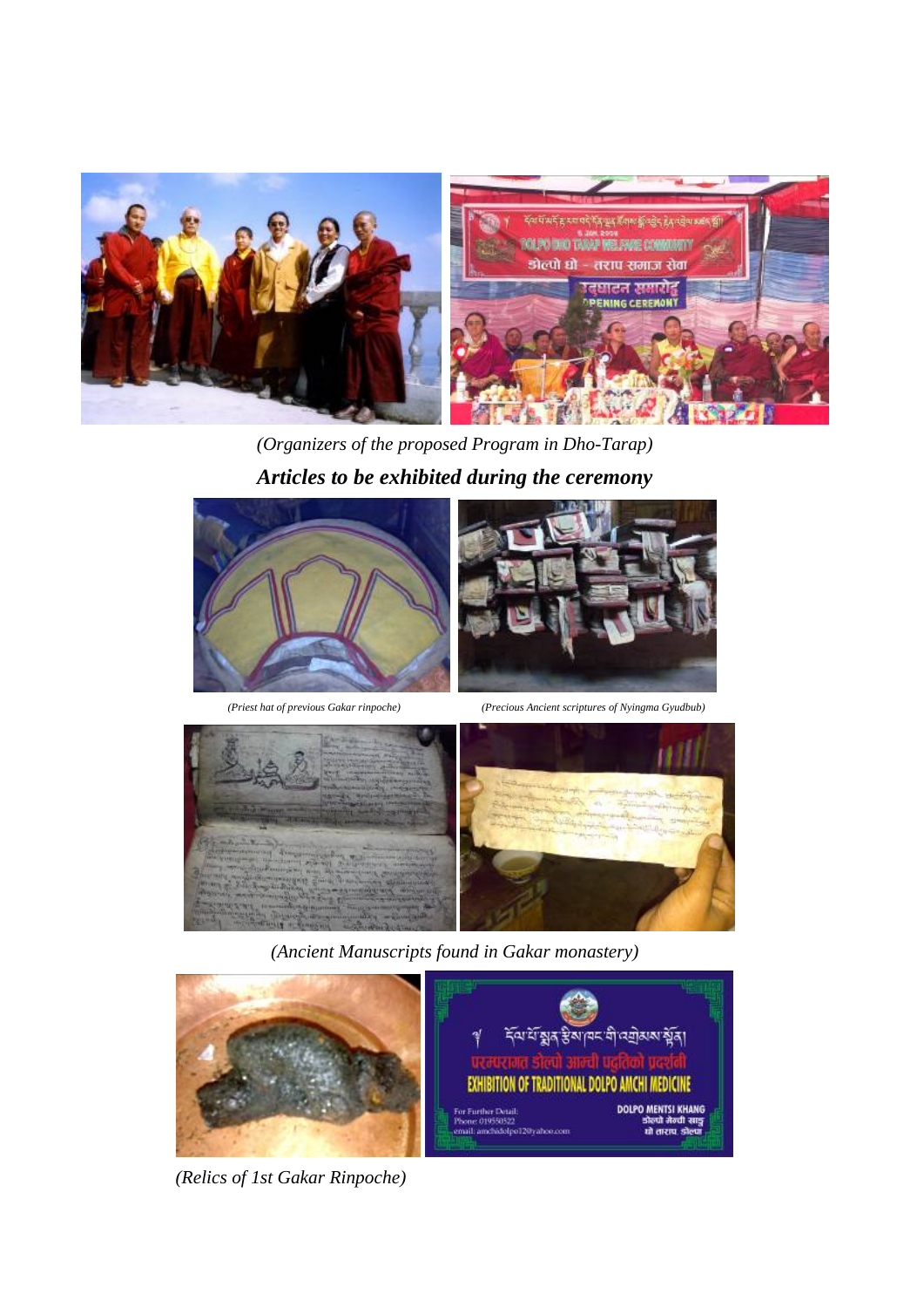*(Organizers of the proposed Program in Dho-Tarap)*

***Articles to be exhibited during the ceremony***

*(Priest hat of previous Gakar rinpoche)*

*(Precious Ancient scriptures of Nyingma Gyudbub)*

*(Ancient Manuscripts found in Gakar monastery)*

*(Relics of 1st Gakar Rinpoche)*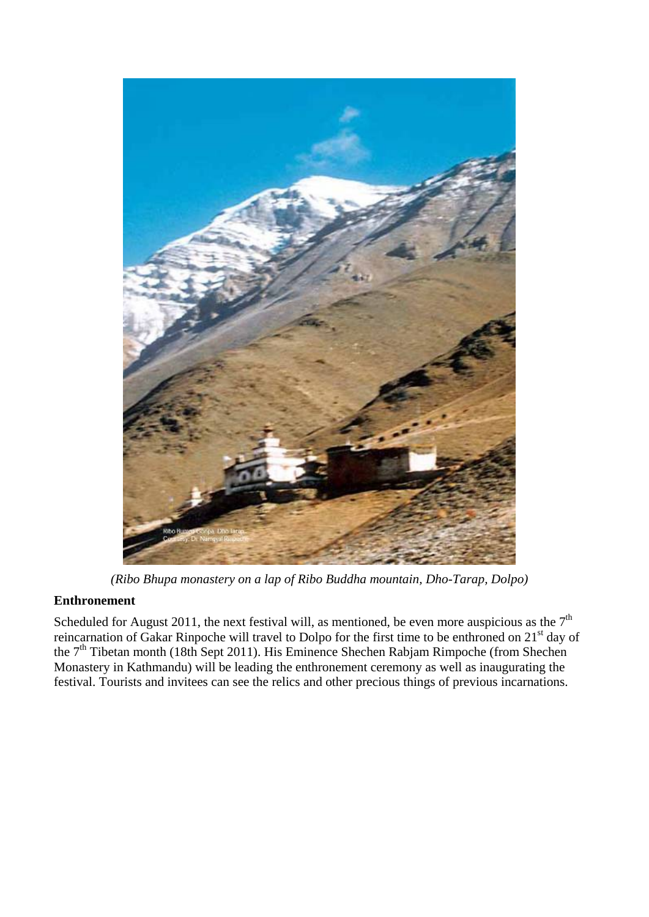*(Ribo Bhupa monastery on a lap of Ribo Buddha mountain, Dho-Tarap, Dolpo)*

**Enthronement**

Scheduled for August 2011, the next festival will, as mentioned, be even more auspicious as the 7th reincarnation of Gakar Rinpoche will travel to Dolpo for the first time to be enthroned on 21st day of the 7th Tibetan month (18th Sept 2011). His Eminence Shechen Rabjam Rimpoche (from Shechen Monastery in Kathmandu) will be leading the enthronement ceremony as well as inaugurating the festival. Tourists and invitees can see the relics and other precious things of previous incarnations.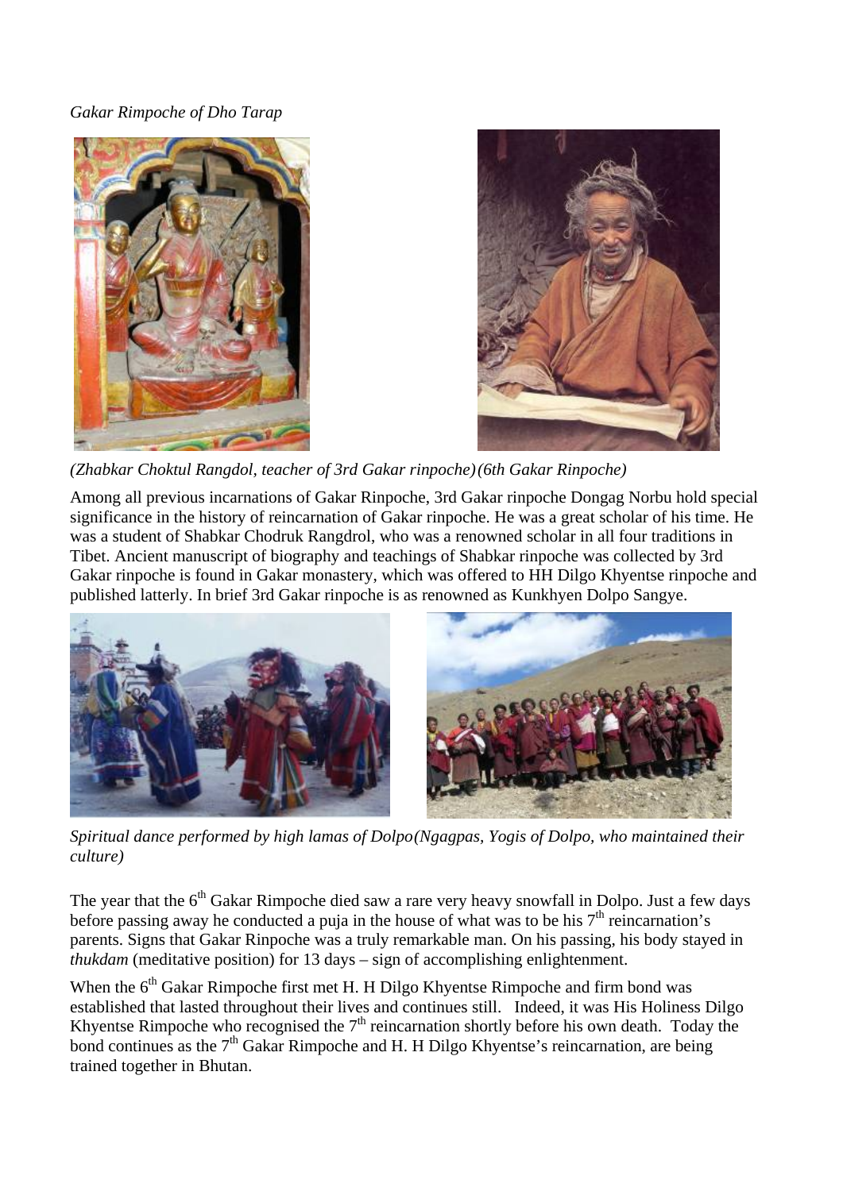*Gakar Rimpoche of Dho Tarap*

*(Zhabkar Choktul Rangdol, teacher of 3rd Gakar rinpoche)(6th Gakar Rinpoche)*

Among all previous incarnations of Gakar Rinpoche, 3rd Gakar rinpoche Dongag Norbu hold special significance in the history of reincarnation of Gakar rinpoche. He was a great scholar of his time. He was a student of Shabkar Chodruk Rangdrol, who was a renowned scholar in all four traditions in Tibet. Ancient manuscript of biography and teachings of Shabkar rinpoche was collected by 3rd Gakar rinpoche is found in Gakar monastery, which was offered to HH Dilgo Khyentse rinpoche and published latterly. In brief 3rd Gakar rinpoche is as renowned as Kunkhyen Dolpo Sangye.

*Spiritual dance performed by high lamas of Dolpo(Ngagpas, Yogis of Dolpo, who maintained their culture)*

The year that the 6th Gakar Rimpoche died saw a rare very heavy snowfall in Dolpo. Just a few days before passing away he conducted a puja in the house of what was to be his 7th reincarnation's parents. Signs that Gakar Rinpoche was a truly remarkable man. On his passing, his body stayed in *thukdam* (meditative position) for 13 days – sign of accomplishing enlightenment.

When the 6th Gakar Rimpoche first met H. H Dilgo Khyentse Rimpoche and firm bond was established that lasted throughout their lives and continues still. Indeed, it was His Holiness Dilgo Khyentse Rimpoche who recognised the 7th reincarnation shortly before his own death. Today the bond continues as the 7th Gakar Rimpoche and H. H Dilgo Khyentse's reincarnation, are being trained together in Bhutan.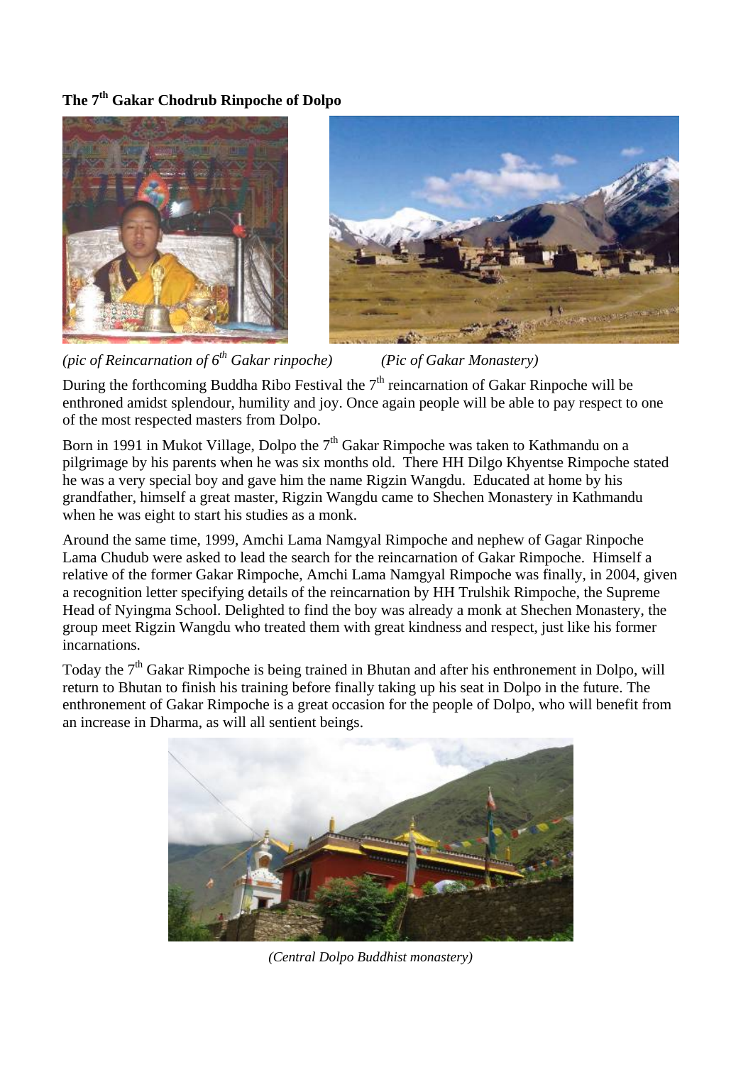**The 7th Gakar Chodrub Rinpoche of Dolpo**

*(pic of Reincarnation of 6th Gakar rinpoche)* *(Pic of Gakar Monastery)*

During the forthcoming Buddha Ribo Festival the 7th reincarnation of Gakar Rinpoche will be enthroned amidst splendour, humility and joy. Once again people will be able to pay respect to one of the most respected masters from Dolpo.

Born in 1991 in Mukot Village, Dolpo the 7th Gakar Rimpoche was taken to Kathmandu on a pilgrimage by his parents when he was six months old. There HH Dilgo Khyentse Rimpoche stated he was a very special boy and gave him the name Rigzin Wangdu. Educated at home by his grandfather, himself a great master, Rigzin Wangdu came to Shechen Monastery in Kathmandu when he was eight to start his studies as a monk.

Around the same time, 1999, Amchi Lama Namgyal Rimpoche and nephew of Gagar Rinpoche Lama Chudub were asked to lead the search for the reincarnation of Gakar Rimpoche. Himself a relative of the former Gakar Rimpoche, Amchi Lama Namgyal Rimpoche was finally, in 2004, given a recognition letter specifying details of the reincarnation by HH Trulshik Rimpoche, the Supreme Head of Nyingma School. Delighted to find the boy was already a monk at Shechen Monastery, the group meet Rigzin Wangdu who treated them with great kindness and respect, just like his former incarnations.

Today the 7th Gakar Rimpoche is being trained in Bhutan and after his enthronement in Dolpo, will return to Bhutan to finish his training before finally taking up his seat in Dolpo in the future. The enthronement of Gakar Rimpoche is a great occasion for the people of Dolpo, who will benefit from an increase in Dharma, as will all sentient beings.

*(Central Dolpo Buddhist monastery)*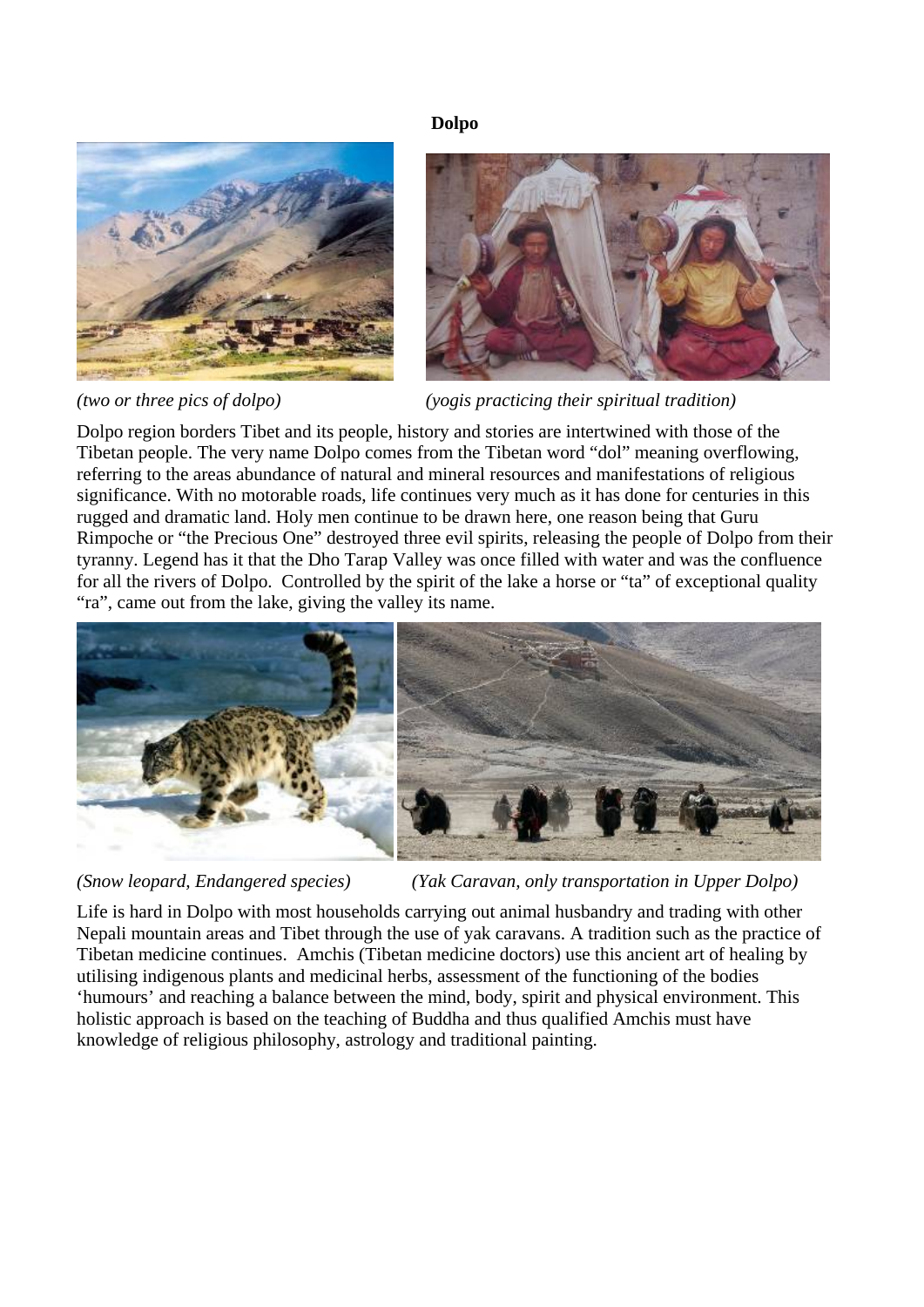**Dolpo**

*(two or three pics of dolpo)* *(yogis practicing their spiritual tradition)*

Dolpo region borders Tibet and its people, history and stories are intertwined with those of the Tibetan people. The very name Dolpo comes from the Tibetan word "dol" meaning overflowing, referring to the areas abundance of natural and mineral resources and manifestations of religious significance. With no motorable roads, life continues very much as it has done for centuries in this rugged and dramatic land. Holy men continue to be drawn here, one reason being that Guru Rimpoche or "the Precious One" destroyed three evil spirits, releasing the people of Dolpo from their tyranny. Legend has it that the Dho Tarap Valley was once filled with water and was the confluence for all the rivers of Dolpo. Controlled by the spirit of the lake a horse or "ta" of exceptional quality "ra", came out from the lake, giving the valley its name.

*(Snow leopard, Endangered species)* *(Yak Caravan, only transportation in Upper Dolpo)*

Life is hard in Dolpo with most households carrying out animal husbandry and trading with other Nepali mountain areas and Tibet through the use of yak caravans. A tradition such as the practice of Tibetan medicine continues. Amchis (Tibetan medicine doctors) use this ancient art of healing by utilising indigenous plants and medicinal herbs, assessment of the functioning of the bodies 'humours' and reaching a balance between the mind, body, spirit and physical environment. This holistic approach is based on the teaching of Buddha and thus qualified Amchis must have knowledge of religious philosophy, astrology and traditional painting.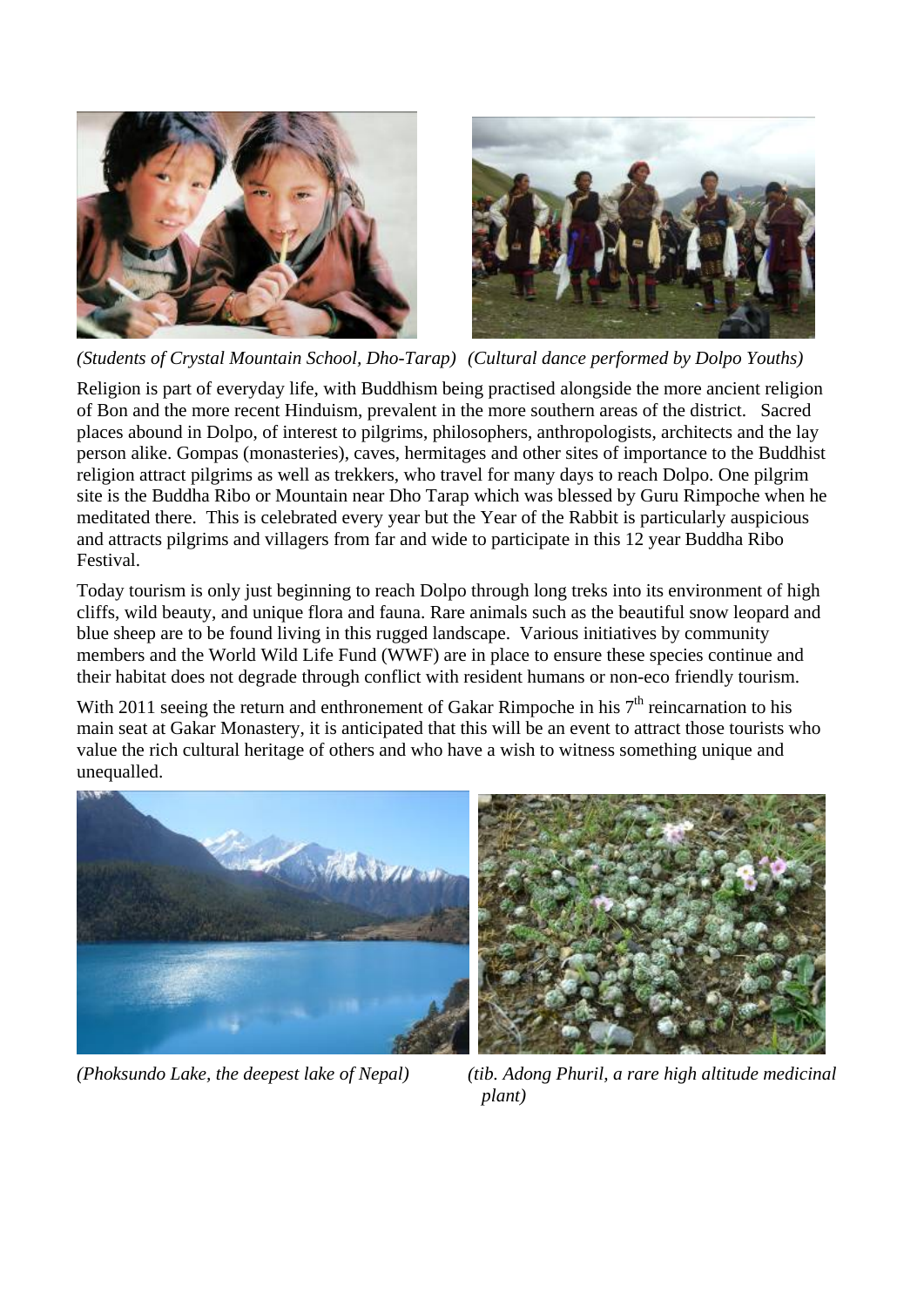*(Students of Crystal Mountain School, Dho-Tarap)* *(Cultural dance performed by Dolpo Youths)*

Religion is part of everyday life, with Buddhism being practised alongside the more ancient religion of Bon and the more recent Hinduism, prevalent in the more southern areas of the district. Sacred places abound in Dolpo, of interest to pilgrims, philosophers, anthropologists, architects and the lay person alike. Gompas (monasteries), caves, hermitages and other sites of importance to the Buddhist religion attract pilgrims as well as trekkers, who travel for many days to reach Dolpo. One pilgrim site is the Buddha Ribo or Mountain near Dho Tarap which was blessed by Guru Rimpoche when he meditated there. This is celebrated every year but the Year of the Rabbit is particularly auspicious and attracts pilgrims and villagers from far and wide to participate in this 12 year Buddha Ribo Festival.

Today tourism is only just beginning to reach Dolpo through long treks into its environment of high cliffs, wild beauty, and unique flora and fauna. Rare animals such as the beautiful snow leopard and blue sheep are to be found living in this rugged landscape. Various initiatives by community members and the World Wild Life Fund (WWF) are in place to ensure these species continue and their habitat does not degrade through conflict with resident humans or non-eco friendly tourism.

With 2011 seeing the return and enthronement of Gakar Rimpoche in his 7th reincarnation to his main seat at Gakar Monastery, it is anticipated that this will be an event to attract those tourists who value the rich cultural heritage of others and who have a wish to witness something unique and unequalled.

*(Phoksundo Lake, the deepest lake of Nepal)* *(tib. Adong Phuril, a rare high altitude medicinal plant)*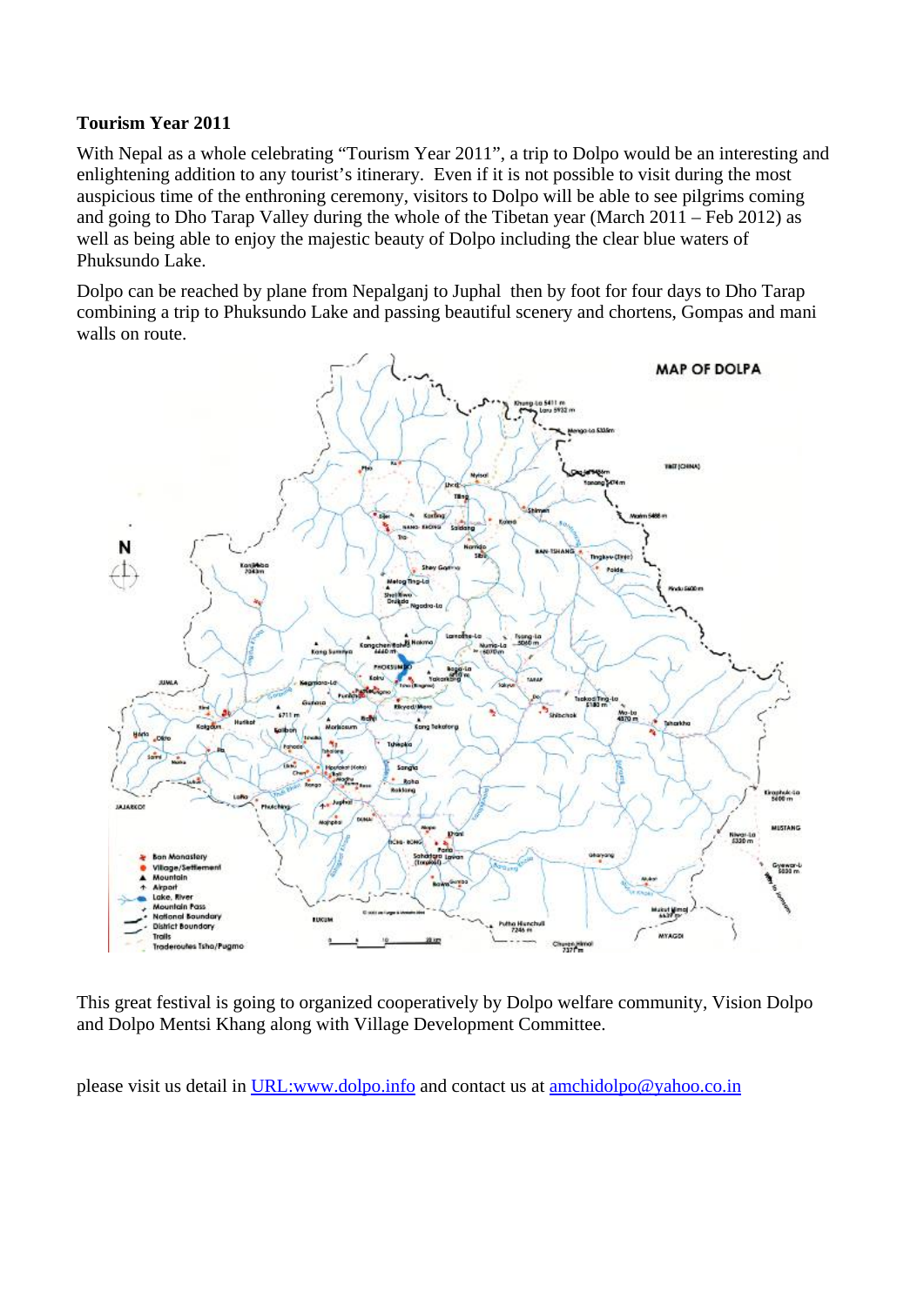**Tourism Year 2011**

With Nepal as a whole celebrating “Tourism Year 2011”, a trip to Dolpo would be an interesting and enlightening addition to any tourist’s itinerary. Even if it is not possible to visit during the most auspicious time of the enthroning ceremony, visitors to Dolpo will be able to see pilgrims coming and going to Dho Tarap Valley during the whole of the Tibetan year (March 2011 – Feb 2012) as well as being able to enjoy the majestic beauty of Dolpo including the clear blue waters of Phuksundo Lake.

Dolpo can be reached by plane from Nepalganj to Juphal then by foot for four days to Dho Tarap combining a trip to Phuksundo Lake and passing beautiful scenery and chortens, Gompas and mani walls on route.

This great festival is going to organized cooperatively by Dolpo welfare community, Vision Dolpo and Dolpo Mentsi Khang along with Village Development Committee.

please visit us detail in URL:www.dolpo.info and contact us at amchidolpo@yahoo.co.in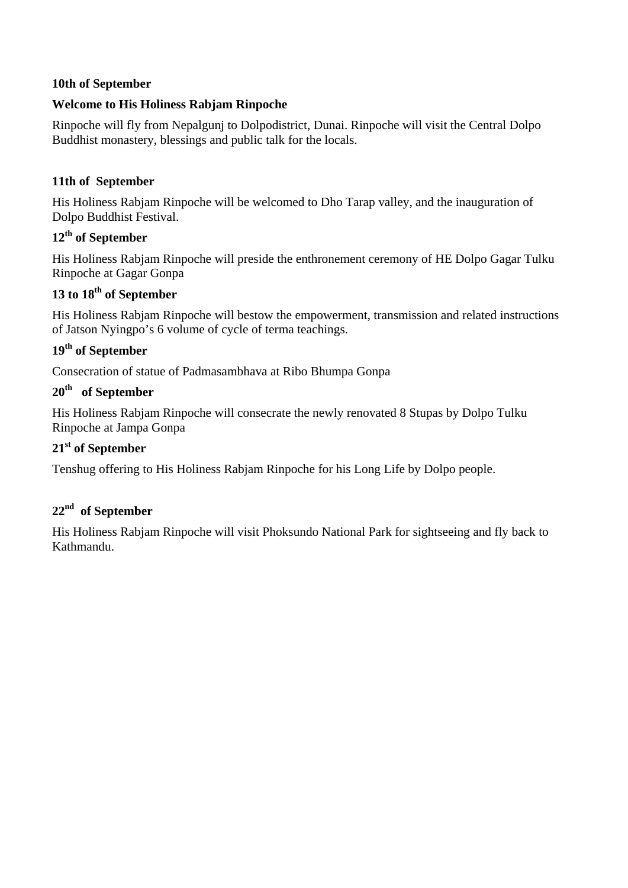**10th of September**

**Welcome to His Holiness Rabjam Rinpoche**

Rinpoche will fly from Nepalgunj to Dolpodistrict, Dunai. Rinpoche will visit the Central Dolpo Buddhist monastery, blessings and public talk for the locals.

**11th of September**

His Holiness Rabjam Rinpoche will be welcomed to Dho Tarap valley, and the inauguration of Dolpo Buddhist Festival.

**12th of September**

His Holiness Rabjam Rinpoche will preside the enthronement ceremony of HE Dolpo Gagar Tulku Rinpoche at Gagar Gonpa

**13 to 18th of September**

His Holiness Rabjam Rinpoche will bestow the empowerment, transmission and related instructions of Jatson Nyingpo's 6 volume of cycle of terma teachings.

**19th of September**

Consecration of statue of Padmasambhava at Ribo Bhumpa Gonpa

**20th of September**

His Holiness Rabjam Rinpoche will consecrate the newly renovated 8 Stupas by Dolpo Tulku Rinpoche at Jampa Gonpa

**21st of September**

Tenshug offering to His Holiness Rabjam Rinpoche for his Long Life by Dolpo people.

**22nd of September**

His Holiness Rabjam Rinpoche will visit Phoksundo National Park for sightseeing and fly back to Kathmandu.